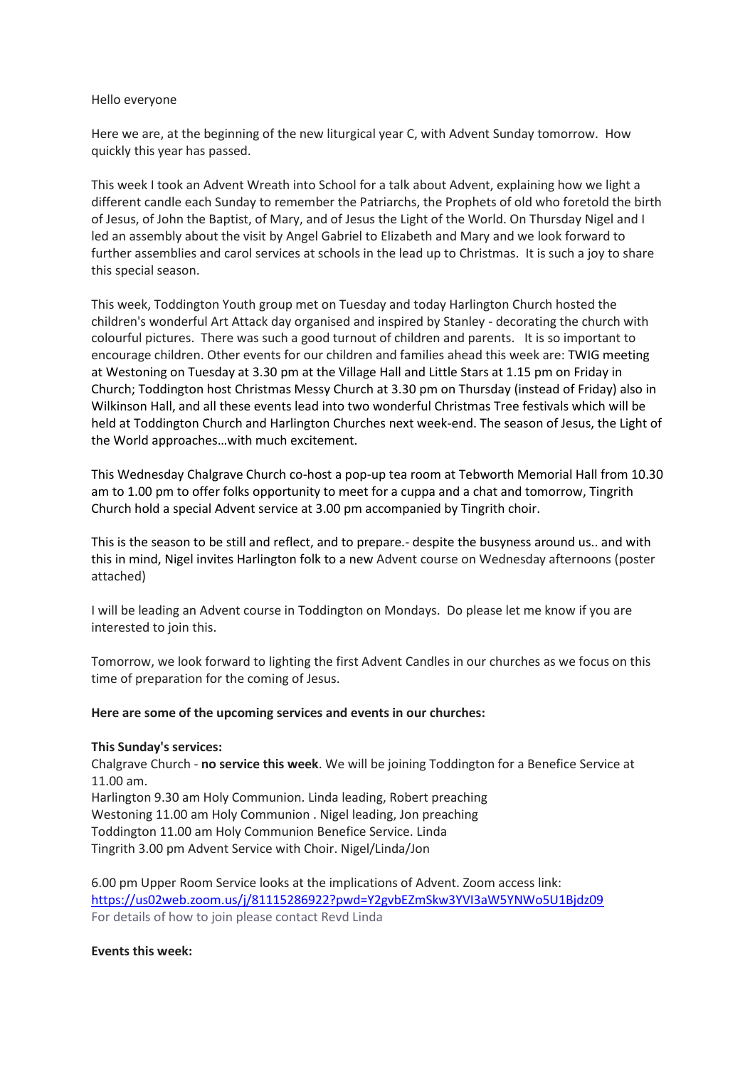Hello everyone

Here we are, at the beginning of the new liturgical year C, with Advent Sunday tomorrow. How quickly this year has passed.

This week I took an Advent Wreath into School for a talk about Advent, explaining how we light a different candle each Sunday to remember the Patriarchs, the Prophets of old who foretold the birth of Jesus, of John the Baptist, of Mary, and of Jesus the Light of the World. On Thursday Nigel and I led an assembly about the visit by Angel Gabriel to Elizabeth and Mary and we look forward to further assemblies and carol services at schools in the lead up to Christmas. It is such a joy to share this special season.

This week, Toddington Youth group met on Tuesday and today Harlington Church hosted the children's wonderful Art Attack day organised and inspired by Stanley - decorating the church with colourful pictures. There was such a good turnout of children and parents. It is so important to encourage children. Other events for our children and families ahead this week are: TWIG meeting at Westoning on Tuesday at 3.30 pm at the Village Hall and Little Stars at 1.15 pm on Friday in Church; Toddington host Christmas Messy Church at 3.30 pm on Thursday (instead of Friday) also in Wilkinson Hall, and all these events lead into two wonderful Christmas Tree festivals which will be held at Toddington Church and Harlington Churches next week-end. The season of Jesus, the Light of the World approaches…with much excitement.

This Wednesday Chalgrave Church co-host a pop-up tea room at Tebworth Memorial Hall from 10.30 am to 1.00 pm to offer folks opportunity to meet for a cuppa and a chat and tomorrow, Tingrith Church hold a special Advent service at 3.00 pm accompanied by Tingrith choir.

This is the season to be still and reflect, and to prepare.- despite the busyness around us.. and with this in mind, Nigel invites Harlington folk to a new Advent course on Wednesday afternoons (poster attached)

I will be leading an Advent course in Toddington on Mondays. Do please let me know if you are interested to join this.

Tomorrow, we look forward to lighting the first Advent Candles in our churches as we focus on this time of preparation for the coming of Jesus.

**Here are some of the upcoming services and events in our churches:**

**This Sunday's services:**
Chalgrave Church - **no service this week**. We will be joining Toddington for a Benefice Service at 11.00 am.
Harlington 9.30 am Holy Communion. Linda leading, Robert preaching
Westoning 11.00 am Holy Communion . Nigel leading, Jon preaching
Toddington 11.00 am Holy Communion Benefice Service. Linda
Tingrith 3.00 pm Advent Service with Choir. Nigel/Linda/Jon

6.00 pm Upper Room Service looks at the implications of Advent. Zoom access link:
https://us02web.zoom.us/j/81115286922?pwd=Y2gvbEZmSkw3YVI3aW5YNWo5U1Bjdz09
For details of how to join please contact Revd Linda

**Events this week:**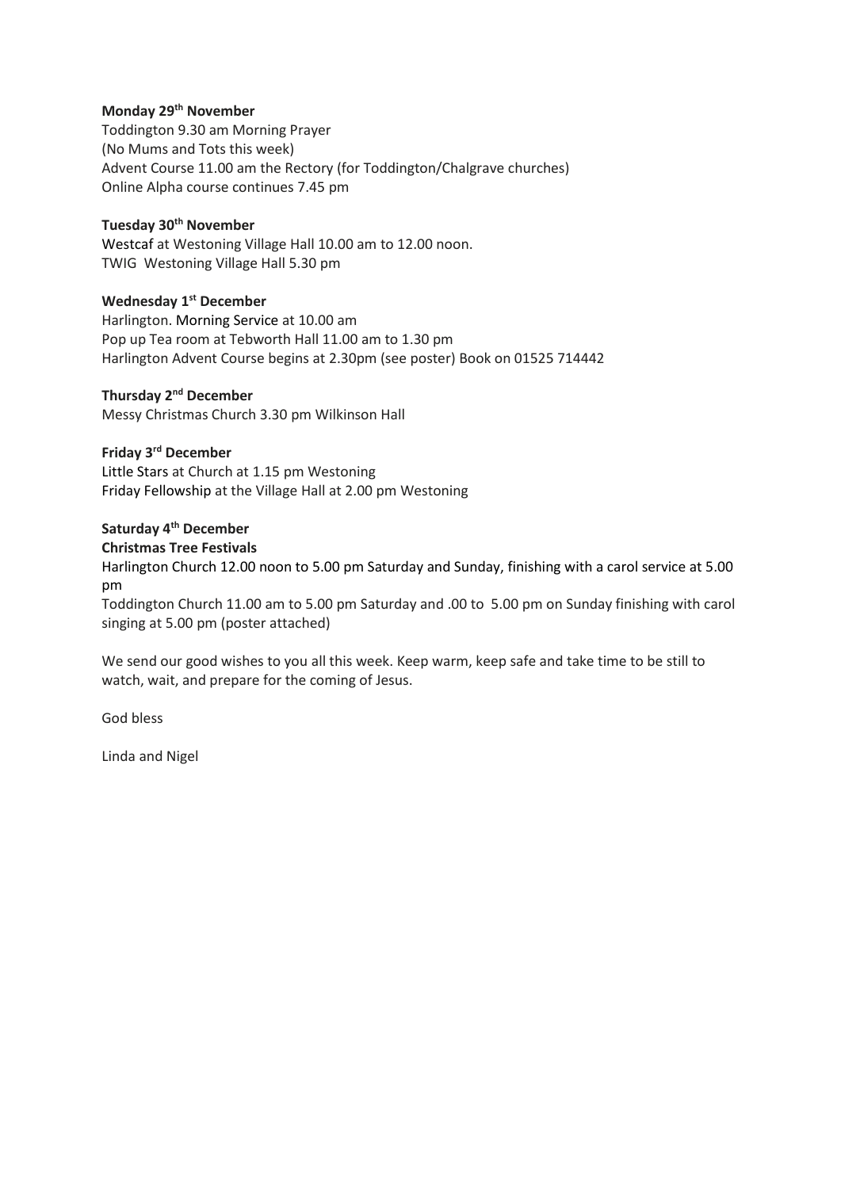**Monday 29th November**
Toddington 9.30 am Morning Prayer
(No Mums and Tots this week)
Advent Course 11.00 am the Rectory (for Toddington/Chalgrave churches)
Online Alpha course continues 7.45 pm

**Tuesday 30th November**
Westcaf at Westoning Village Hall 10.00 am to 12.00 noon.
TWIG Westoning Village Hall 5.30 pm

**Wednesday 1st December**
Harlington. Morning Service at 10.00 am
Pop up Tea room at Tebworth Hall 11.00 am to 1.30 pm
Harlington Advent Course begins at 2.30pm (see poster) Book on 01525 714442

**Thursday 2nd December**
Messy Christmas Church 3.30 pm Wilkinson Hall

**Friday 3rd December**
Little Stars at Church at 1.15 pm Westoning
Friday Fellowship at the Village Hall at 2.00 pm Westoning

**Saturday 4th December**
**Christmas Tree Festivals**
Harlington Church 12.00 noon to 5.00 pm Saturday and Sunday, finishing with a carol service at 5.00 pm
Toddington Church 11.00 am to 5.00 pm Saturday and .00 to 5.00 pm on Sunday finishing with carol singing at 5.00 pm (poster attached)

We send our good wishes to you all this week. Keep warm, keep safe and take time to be still to watch, wait, and prepare for the coming of Jesus.

God bless

Linda and Nigel